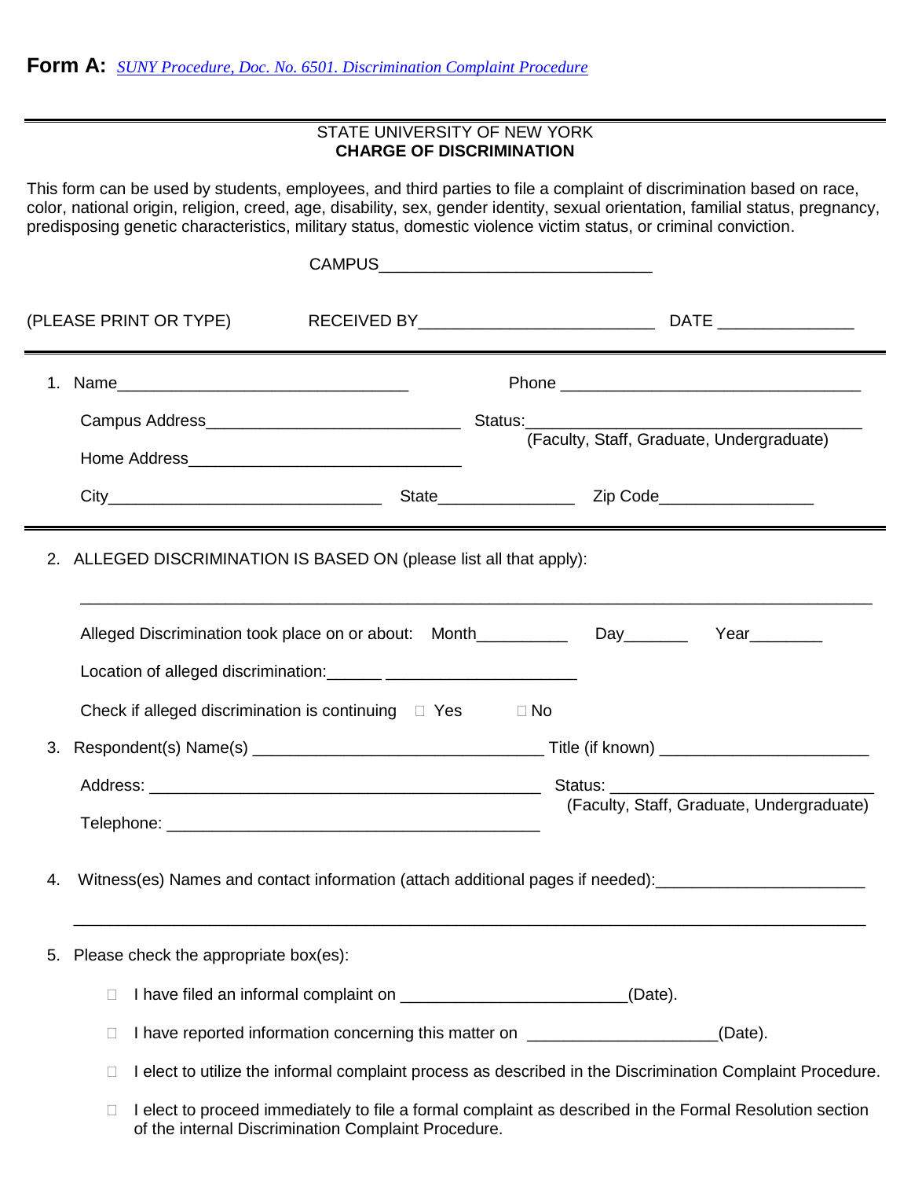**Form A:** *SUNY Procedure, Doc. No. 6501. Discrimination Complaint Procedure*

---

STATE UNIVERSITY OF NEW YORK
**CHARGE OF DISCRIMINATION**

This form can be used by students, employees, and third parties to file a complaint of discrimination based on race, color, national origin, religion, creed, age, disability, sex, gender identity, sexual orientation, familial status, pregnancy, predisposing genetic characteristics, military status, domestic violence victim status, or criminal conviction.

CAMPUS______________________________

(PLEASE PRINT OR TYPE) RECEIVED BY__________________________ DATE _______________

---

1. Name________________________________ Phone _________________________________

   Campus Address____________________________ Status:____________________________________
   (Faculty, Staff, Graduate, Undergraduate)

   Home Address______________________________

   City______________________________ State_______________ Zip Code_________________

---

2. ALLEGED DISCRIMINATION IS BASED ON (please list all that apply):

   ________________________________________________________________________________

   Alleged Discrimination took place on or about: Month__________ Day_______ Year________

   Location of alleged discrimination:______ _____________________

   Check if alleged discrimination is continuing ☐ Yes ☐ No

3. Respondent(s) Name(s) ________________________________ Title (if known) _______________________

   Address: ___________________________________________ Status: _____________________________
   (Faculty, Staff, Graduate, Undergraduate)

   Telephone: _________________________________________

4. Witness(es) Names and contact information (attach additional pages if needed):_______________________

   ________________________________________________________________________________

5. Please check the appropriate box(es):

   ☐ I have filed an informal complaint on _________________________(Date).

   ☐ I have reported information concerning this matter on _____________________(Date).

   ☐ I elect to utilize the informal complaint process as described in the Discrimination Complaint Procedure.

   ☐ I elect to proceed immediately to file a formal complaint as described in the Formal Resolution section of the internal Discrimination Complaint Procedure.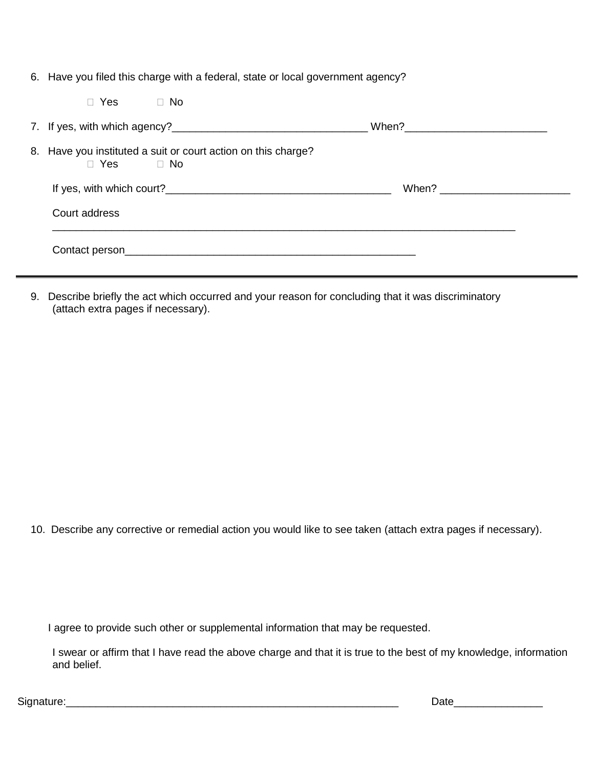6. Have you filed this charge with a federal, state or local government agency?

   ☐ Yes ☐ No

7. If yes, with which agency?_________________________________ When?_______________________

8. Have you instituted a suit or court action on this charge?

   ☐ Yes ☐ No

   If yes, with which court?______________________________________ When? _____________________

   Court address ________________________________________________________________________________

   Contact person__________________________________________________

---

9. Describe briefly the act which occurred and your reason for concluding that it was discriminatory (attach extra pages if necessary).

10. Describe any corrective or remedial action you would like to see taken (attach extra pages if necessary).

I agree to provide such other or supplemental information that may be requested.

I swear or affirm that I have read the above charge and that it is true to the best of my knowledge, information and belief.

Signature:_________________________________________________________ Date_______________